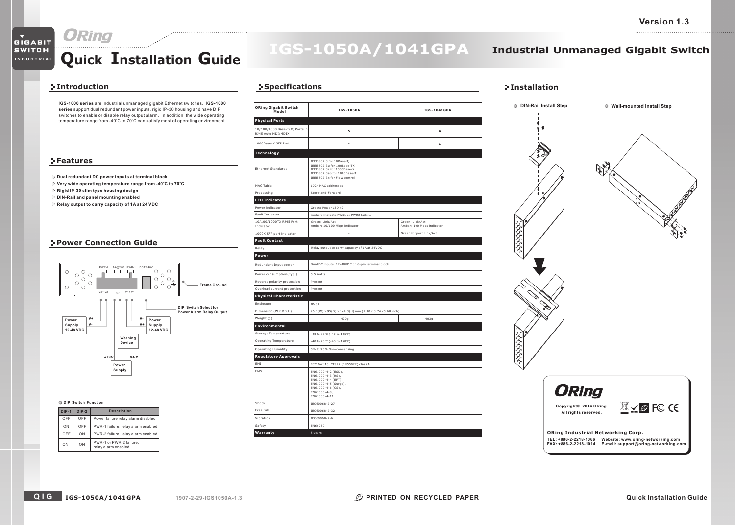Version 1.3

# Quick Installation Guide

# IGS-1050A/1041GPA

## Industrial Unmanaged Gigabit Switch

## Introduction

**IGS-1000 series** are industrial unmanaged gigabit Ethernet switches. **IGS-1000 series** support dual redundant power inputs, rigid IP-30 housing and have DIP switches to enable or disable relay output alarm. In addition, the wide operating temperature range from -40°C to 70°C can satisfy most of operating environment.

## Features

- **Dual redundant DC power inputs at terminal block**
- **Very wide operating temperature range from -40°C to 70°C**
- **Rigid IP-30 slim type housing design**
- **DIN-Rail and panel mounting enabled**
- **Relay output to carry capacity of 1A at 24 VDC**

## Power Connection Guide

PWR-2 1A@24V PWR-1 DC12-48V

V2+ V2- V1+ V1-

Frame Ground

DIP Switch Select for Power Alarm Relay Output

Power Supply 12-48 VDC (V+, V-)

Power Supply 12-48 VDC (V-, V+)

Warning Device

+24V GND

Power Supply

**DIP Switch Function**

| DIP-1 | DIP-2 | Description |
|---|---|---|
| OFF | OFF | Power failure relay alarm disabled |
| ON | OFF | PWR-1 failure, relay alarm enabled |
| OFF | ON | PWR-2 failure, relay alarm enabled |
| ON | ON | PWR-1 or PWR-2 failure, relay alarm enabled |

## Specifications

| ORing Gigabit Switch Model | IGS-1050A | IGS-1041GPA |
|---|---|---|
| **Physical Ports** | | |
| 10/100/1000 Base-T(X) Ports in RJ45 Auto MDI/MDIX | 5 | 4 |
| 1000Base-X SFP Port | - | 1 |
| **Technology** | | |
| Ethernet Standards | IEEE 802.3 for 10Base-T, IEEE 802.3u for 100Base-TX, IEEE 802.3z for 1000Base-X, IEEE 802.3ab for 1000Base-T, IEEE 802.3x for Flow control | |
| MAC Table | 1024 MAC addresses | |
| Processing | Store-and-Forward | |
| **LED Indicators** | | |
| Power indicator | Green: Power LED x2 | |
| Fault Indicator | Amber: Indicate PWR1 or PWR2 failure | |
| 10/100/1000TX RJ45 Port Indicator | Green: Link/Act<br>Amber: 10/100 Mbps indicator | Green: Link/Act<br>Amber: 100 Mbps indicator |
| 1000X SFP port indicator | - | Green for port Link/Act |
| **Fault Contact** | | |
| Relay | Relay output to carry capacity of 1A at 24VDC | |
| **Power** | | |
| Redundant Input power | Dual DC inputs. 12-48VDC on 6-pin terminal block. | |
| Power consumption(Typ.) | 5.5 Watts | |
| Reverse polarity protection | Present | |
| Overload current protection | Present | |
| **Physical Characteristic** | | |
| Enclosure | IP-30 | |
| Dimension (W x D x H) | 26.1(W) x 95(D) x 144.3(H) mm (1.30 x 3.74 x5.68 inch) | |
| Weight (g) | 420g | 403g |
| **Environmental** | | |
| Storage Temperature | -40 to 85°C (-40 to 185°F) | |
| Operating Temperature | -40 to 70°C (-40 to 158°F) | |
| Operating Humidity | 5% to 95% Non-condensing | |
| **Regulatory Approvals** | | |
| EMI | FCC Part 15, CISPR (EN55022) class A | |
| EMS | EN61000-4-2 (ESD), EN61000-4-3 (RS), EN61000-4-4 (EFT), EN61000-4-5 (Surge), EN61000-4-6 (CS), EN61000-4-8, EN61000-4-11 | |
| Shock | IEC60068-2-27 | |
| Free Fall | IEC60068-2-32 | |
| Vibration | IEC60068-2-6 | |
| Safety | EN60950 | |
| **Warranty** | 5 years | |

## Installation

**DIN-Rail Install Step**

**Wall-mounted Install Step**

Copyright© 2014 ORing All rights reserved.

**ORing Industrial Networking Corp.**

TEL: +886-2-2218-1066 Website: www.oring-networking.com
FAX: +886-2-2218-1014 E-mail: support@oring-networking.com

1907-2-29-IGS1050A-1.3

PRINTED ON RECYCLED PAPER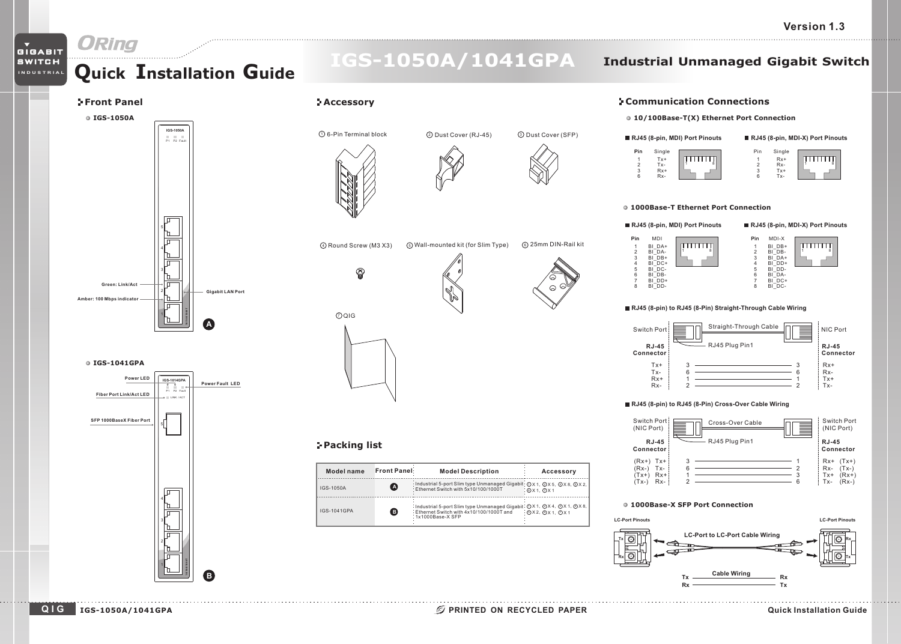# Quick Installation Guide

## IGS-1050A/1041GPA

**Industrial Unmanaged Gigabit Switch**

Version 1.3

## Front Panel

### IGS-1050A

IGS-1050A

P1 P2 Fault

Green: Link/Act

Amber: 100 Mbps indicator

Gigabit LAN Port

A

### IGS-1041GPA

Power LED

Power Fault LED

Fiber Port Link/Act LED

SFP 1000BaseX Fiber Port

B

## Accessory

1. 6-Pin Terminal block
2. Dust Cover (RJ-45)
3. Dust Cover (SFP)
4. Round Screw (M3 X3)
5. Wall-mounted kit (for Slim Type)
6. 25mm DIN-Rail kit
7. QIG

## Packing list

| Model name | Front Panel | Model Description | Accessory |
|---|---|---|---|
| IGS-1050A | A | Industrial 5-port Slim type Unmanaged Gigabit Ethernet Switch with 5x10/100/1000T | 1 X 1, 2 X 5, 4 X 8, 5 X 2, 6 X 1, 7 X 1 |
| IGS-1041GPA | B | Industrial 5-port Slim type Unmanaged Gigabit Ethernet Switch with 4x10/100/1000T and 1x1000Base-X SFP | 1 X 1, 2 X 4, 3 X 1, 4 X 8, 5 X 2, 6 X 1, 7 X 1 |

## Communication Connections

### 10/100Base-T(X) Ethernet Port Connection

**RJ45 (8-pin, MDI) Port Pinouts**

| Pin | Single |
|---|---|
| 1 | Tx+ |
| 2 | Tx- |
| 3 | Rx+ |
| 6 | Rx- |

**RJ45 (8-pin, MDI-X) Port Pinouts**

| Pin | Single |
|---|---|
| 1 | Rx+ |
| 2 | Rx- |
| 3 | Tx+ |
| 6 | Tx- |

### 1000Base-T Ethernet Port Connection

**RJ45 (8-pin, MDI) Port Pinouts**

| Pin | MDI |
|---|---|
| 1 | BI_DA+ |
| 2 | BI_DA- |
| 3 | BI_DB+ |
| 4 | BI_DC+ |
| 5 | BI_DC- |
| 6 | BI_DB- |
| 7 | BI_DD+ |
| 8 | BI_DD- |

**RJ45 (8-pin, MDI-X) Port Pinouts**

| Pin | MDI-X |
|---|---|
| 1 | BI_DB+ |
| 2 | BI_DB- |
| 3 | BI_DA+ |
| 4 | BI_DD+ |
| 5 | BI_DD- |
| 6 | BI_DA- |
| 7 | BI_DC+ |
| 8 | BI_DC- |

**RJ45 (8-pin) to RJ45 (8-Pin) Straight-Through Cable Wiring**

Switch Port — Straight-Through Cable — NIC Port

RJ45 Plug Pin1

| Switch Port RJ-45 Connector | | | NIC Port RJ-45 Connector |
|---|---|---|---|
| Tx+ | 3 | 3 | Rx+ |
| Tx- | 6 | 6 | Rx- |
| Rx+ | 1 | 1 | Tx+ |
| Rx- | 2 | 2 | Tx- |

**RJ45 (8-pin) to RJ45 (8-Pin) Cross-Over Cable Wiring**

Switch Port (NIC Port) — Cross-Over Cable — Switch Port (NIC Port)

RJ45 Plug Pin1

| Switch Port (NIC Port) RJ-45 Connector | | | Switch Port (NIC Port) RJ-45 Connector |
|---|---|---|---|
| (Rx+) Tx+ | 3 | 1 | Rx+ (Tx+) |
| (Rx-) Tx- | 6 | 2 | Rx- (Tx-) |
| (Tx+) Rx+ | 1 | 3 | Tx+ (Rx+) |
| (Tx-) Rx- | 2 | 6 | Tx- (Rx-) |

### 1000Base-X SFP Port Connection

LC-Port Pinouts

LC-Port Pinouts

LC-Port to LC-Port Cable Wiring

Cable Wiring

| | |
|---|---|
| Tx | Rx |
| Rx | Tx |

PRINTED ON RECYCLED PAPER